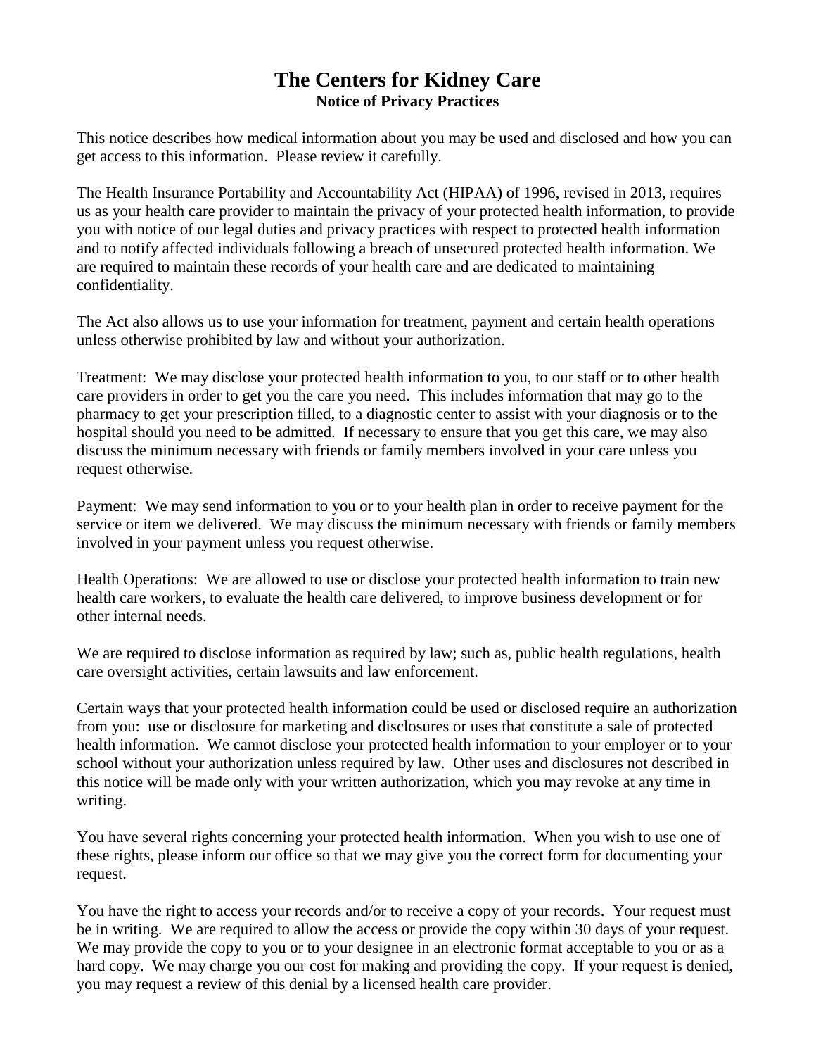# The Centers for Kidney Care

## Notice of Privacy Practices

This notice describes how medical information about you may be used and disclosed and how you can get access to this information. Please review it carefully.

The Health Insurance Portability and Accountability Act (HIPAA) of 1996, revised in 2013, requires us as your health care provider to maintain the privacy of your protected health information, to provide you with notice of our legal duties and privacy practices with respect to protected health information and to notify affected individuals following a breach of unsecured protected health information. We are required to maintain these records of your health care and are dedicated to maintaining confidentiality.

The Act also allows us to use your information for treatment, payment and certain health operations unless otherwise prohibited by law and without your authorization.

Treatment: We may disclose your protected health information to you, to our staff or to other health care providers in order to get you the care you need. This includes information that may go to the pharmacy to get your prescription filled, to a diagnostic center to assist with your diagnosis or to the hospital should you need to be admitted. If necessary to ensure that you get this care, we may also discuss the minimum necessary with friends or family members involved in your care unless you request otherwise.

Payment: We may send information to you or to your health plan in order to receive payment for the service or item we delivered. We may discuss the minimum necessary with friends or family members involved in your payment unless you request otherwise.

Health Operations: We are allowed to use or disclose your protected health information to train new health care workers, to evaluate the health care delivered, to improve business development or for other internal needs.

We are required to disclose information as required by law; such as, public health regulations, health care oversight activities, certain lawsuits and law enforcement.

Certain ways that your protected health information could be used or disclosed require an authorization from you: use or disclosure for marketing and disclosures or uses that constitute a sale of protected health information. We cannot disclose your protected health information to your employer or to your school without your authorization unless required by law. Other uses and disclosures not described in this notice will be made only with your written authorization, which you may revoke at any time in writing.

You have several rights concerning your protected health information. When you wish to use one of these rights, please inform our office so that we may give you the correct form for documenting your request.

You have the right to access your records and/or to receive a copy of your records. Your request must be in writing. We are required to allow the access or provide the copy within 30 days of your request. We may provide the copy to you or to your designee in an electronic format acceptable to you or as a hard copy. We may charge you our cost for making and providing the copy. If your request is denied, you may request a review of this denial by a licensed health care provider.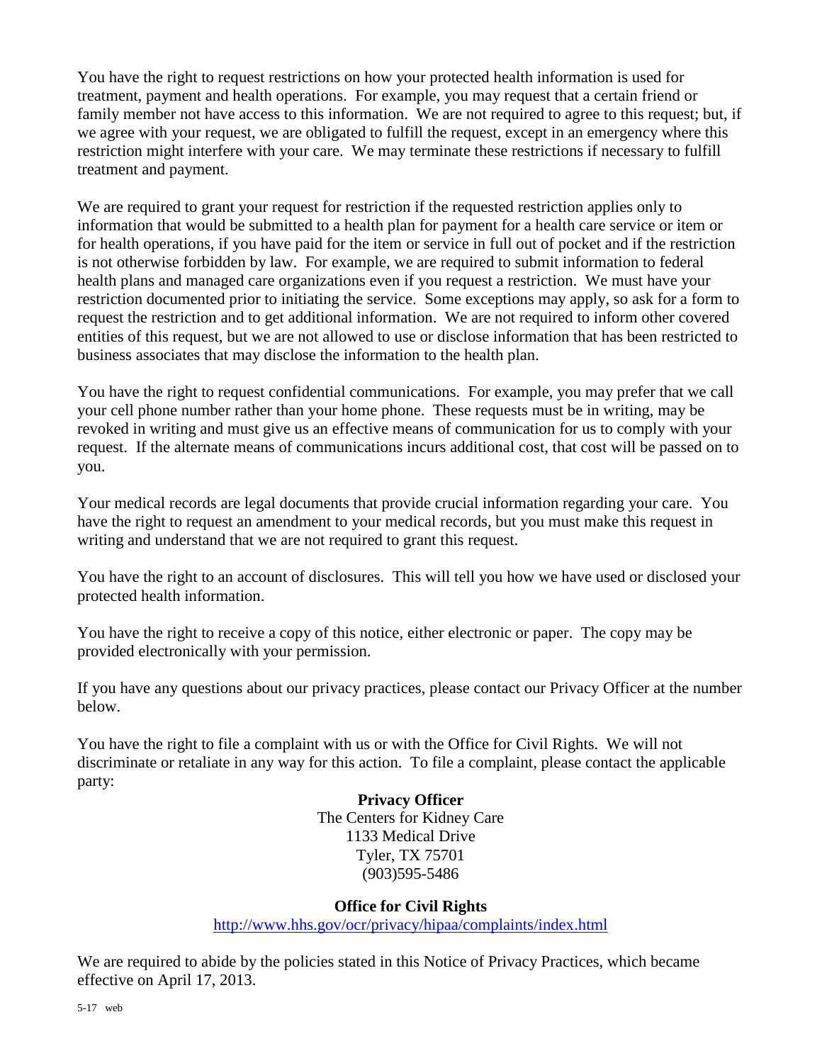You have the right to request restrictions on how your protected health information is used for treatment, payment and health operations. For example, you may request that a certain friend or family member not have access to this information. We are not required to agree to this request; but, if we agree with your request, we are obligated to fulfill the request, except in an emergency where this restriction might interfere with your care. We may terminate these restrictions if necessary to fulfill treatment and payment.

We are required to grant your request for restriction if the requested restriction applies only to information that would be submitted to a health plan for payment for a health care service or item or for health operations, if you have paid for the item or service in full out of pocket and if the restriction is not otherwise forbidden by law. For example, we are required to submit information to federal health plans and managed care organizations even if you request a restriction. We must have your restriction documented prior to initiating the service. Some exceptions may apply, so ask for a form to request the restriction and to get additional information. We are not required to inform other covered entities of this request, but we are not allowed to use or disclose information that has been restricted to business associates that may disclose the information to the health plan.

You have the right to request confidential communications. For example, you may prefer that we call your cell phone number rather than your home phone. These requests must be in writing, may be revoked in writing and must give us an effective means of communication for us to comply with your request. If the alternate means of communications incurs additional cost, that cost will be passed on to you.

Your medical records are legal documents that provide crucial information regarding your care. You have the right to request an amendment to your medical records, but you must make this request in writing and understand that we are not required to grant this request.

You have the right to an account of disclosures. This will tell you how we have used or disclosed your protected health information.

You have the right to receive a copy of this notice, either electronic or paper. The copy may be provided electronically with your permission.

If you have any questions about our privacy practices, please contact our Privacy Officer at the number below.

You have the right to file a complaint with us or with the Office for Civil Rights. We will not discriminate or retaliate in any way for this action. To file a complaint, please contact the applicable party:

**Privacy Officer**
The Centers for Kidney Care
1133 Medical Drive
Tyler, TX 75701
(903)595-5486

**Office for Civil Rights**
http://www.hhs.gov/ocr/privacy/hipaa/complaints/index.html

We are required to abide by the policies stated in this Notice of Privacy Practices, which became effective on April 17, 2013.

5-17 web